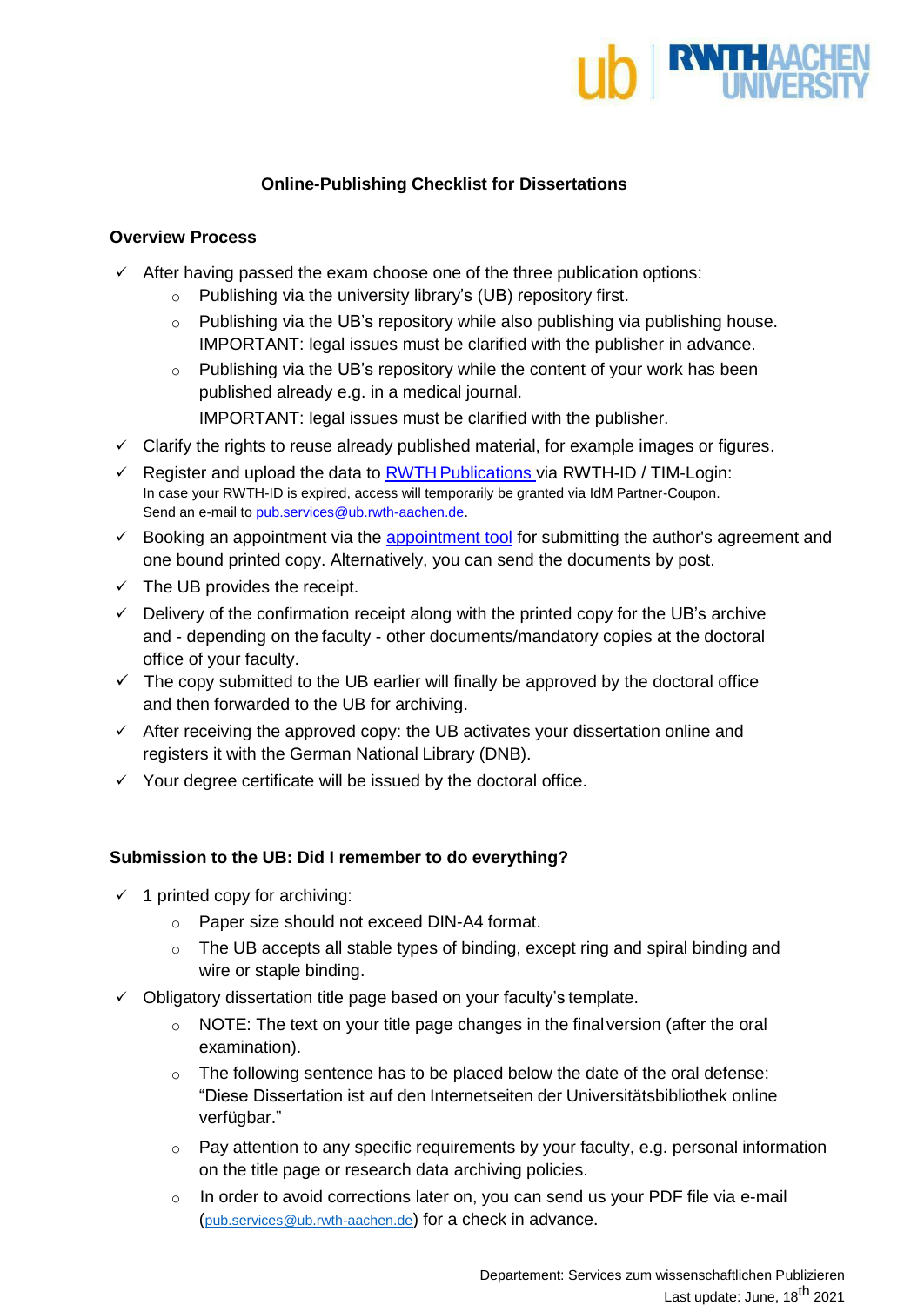# Online-Publishing Checklist for Dissertations

## Overview Process

- ✓ After having passed the exam choose one of the three publication options:
  - Publishing via the university library's (UB) repository first.
  - Publishing via the UB's repository while also publishing via publishing house. IMPORTANT: legal issues must be clarified with the publisher in advance.
  - Publishing via the UB's repository while the content of your work has been published already e.g. in a medical journal.

    IMPORTANT: legal issues must be clarified with the publisher.
- ✓ Clarify the rights to reuse already published material, for example images or figures.
- ✓ Register and upload the data to RWTH Publications via RWTH-ID / TIM-Login:
  In case your RWTH-ID is expired, access will temporarily be granted via IdM Partner-Coupon.
  Send an e-mail to pub.services@ub.rwth-aachen.de.
- ✓ Booking an appointment via the appointment tool for submitting the author's agreement and one bound printed copy. Alternatively, you can send the documents by post.
- ✓ The UB provides the receipt.
- ✓ Delivery of the confirmation receipt along with the printed copy for the UB's archive and - depending on the faculty - other documents/mandatory copies at the doctoral office of your faculty.
- ✓ The copy submitted to the UB earlier will finally be approved by the doctoral office and then forwarded to the UB for archiving.
- ✓ After receiving the approved copy: the UB activates your dissertation online and registers it with the German National Library (DNB).
- ✓ Your degree certificate will be issued by the doctoral office.

## Submission to the UB: Did I remember to do everything?

- ✓ 1 printed copy for archiving:
  - Paper size should not exceed DIN-A4 format.
  - The UB accepts all stable types of binding, except ring and spiral binding and wire or staple binding.
- ✓ Obligatory dissertation title page based on your faculty's template.
  - NOTE: The text on your title page changes in the final version (after the oral examination).
  - The following sentence has to be placed below the date of the oral defense: "Diese Dissertation ist auf den Internetseiten der Universitätsbibliothek online verfügbar."
  - Pay attention to any specific requirements by your faculty, e.g. personal information on the title page or research data archiving policies.
  - In order to avoid corrections later on, you can send us your PDF file via e-mail (pub.services@ub.rwth-aachen.de) for a check in advance.

Departement: Services zum wissenschaftlichen Publizieren
Last update: June, 18th 2021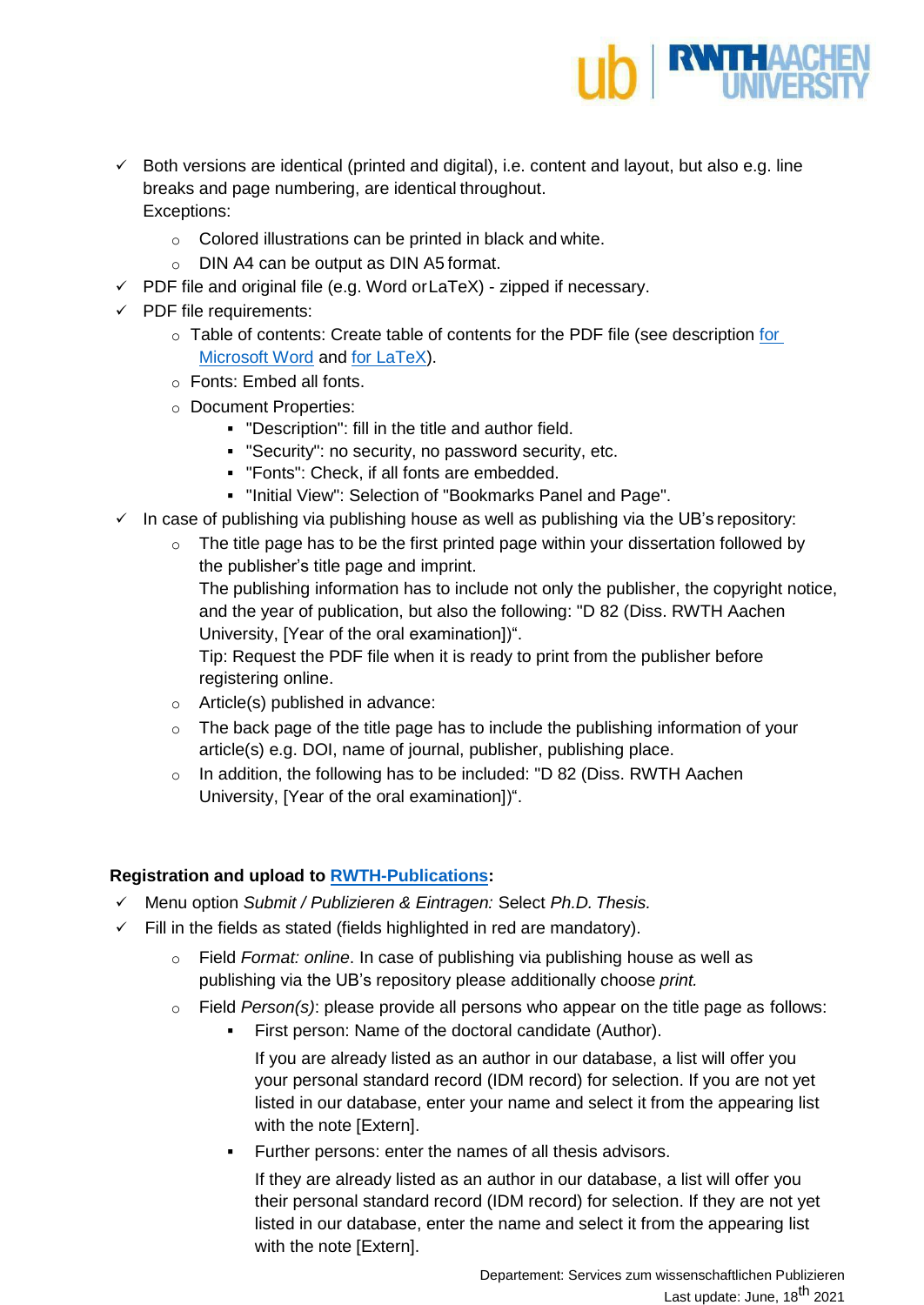- ✓ Both versions are identical (printed and digital), i.e. content and layout, but also e.g. line breaks and page numbering, are identical throughout.
  Exceptions:
  - Colored illustrations can be printed in black and white.
  - DIN A4 can be output as DIN A5 format.
- ✓ PDF file and original file (e.g. Word or LaTeX) - zipped if necessary.
- ✓ PDF file requirements:
  - Table of contents: Create table of contents for the PDF file (see description [for Microsoft Word]() and [for LaTeX]()).
  - Fonts: Embed all fonts.
  - Document Properties:
    - "Description": fill in the title and author field.
    - "Security": no security, no password security, etc.
    - "Fonts": Check, if all fonts are embedded.
    - "Initial View": Selection of "Bookmarks Panel and Page".
- ✓ In case of publishing via publishing house as well as publishing via the UB's repository:
  - The title page has to be the first printed page within your dissertation followed by the publisher's title page and imprint.
    The publishing information has to include not only the publisher, the copyright notice, and the year of publication, but also the following: "D 82 (Diss. RWTH Aachen University, [Year of the oral examination])".
    Tip: Request the PDF file when it is ready to print from the publisher before registering online.
  - Article(s) published in advance:
  - The back page of the title page has to include the publishing information of your article(s) e.g. DOI, name of journal, publisher, publishing place.
  - In addition, the following has to be included: "D 82 (Diss. RWTH Aachen University, [Year of the oral examination])".

**Registration and upload to [RWTH-Publications]():**

- ✓ Menu option *Submit / Publizieren & Eintragen:* Select *Ph.D. Thesis.*
- ✓ Fill in the fields as stated (fields highlighted in red are mandatory).
  - Field *Format: online*. In case of publishing via publishing house as well as publishing via the UB's repository please additionally choose *print.*
  - Field *Person(s)*: please provide all persons who appear on the title page as follows:
    - First person: Name of the doctoral candidate (Author).

      If you are already listed as an author in our database, a list will offer you your personal standard record (IDM record) for selection. If you are not yet listed in our database, enter your name and select it from the appearing list with the note [Extern].
    - Further persons: enter the names of all thesis advisors.

      If they are already listed as an author in our database, a list will offer you their personal standard record (IDM record) for selection. If they are not yet listed in our database, enter the name and select it from the appearing list with the note [Extern].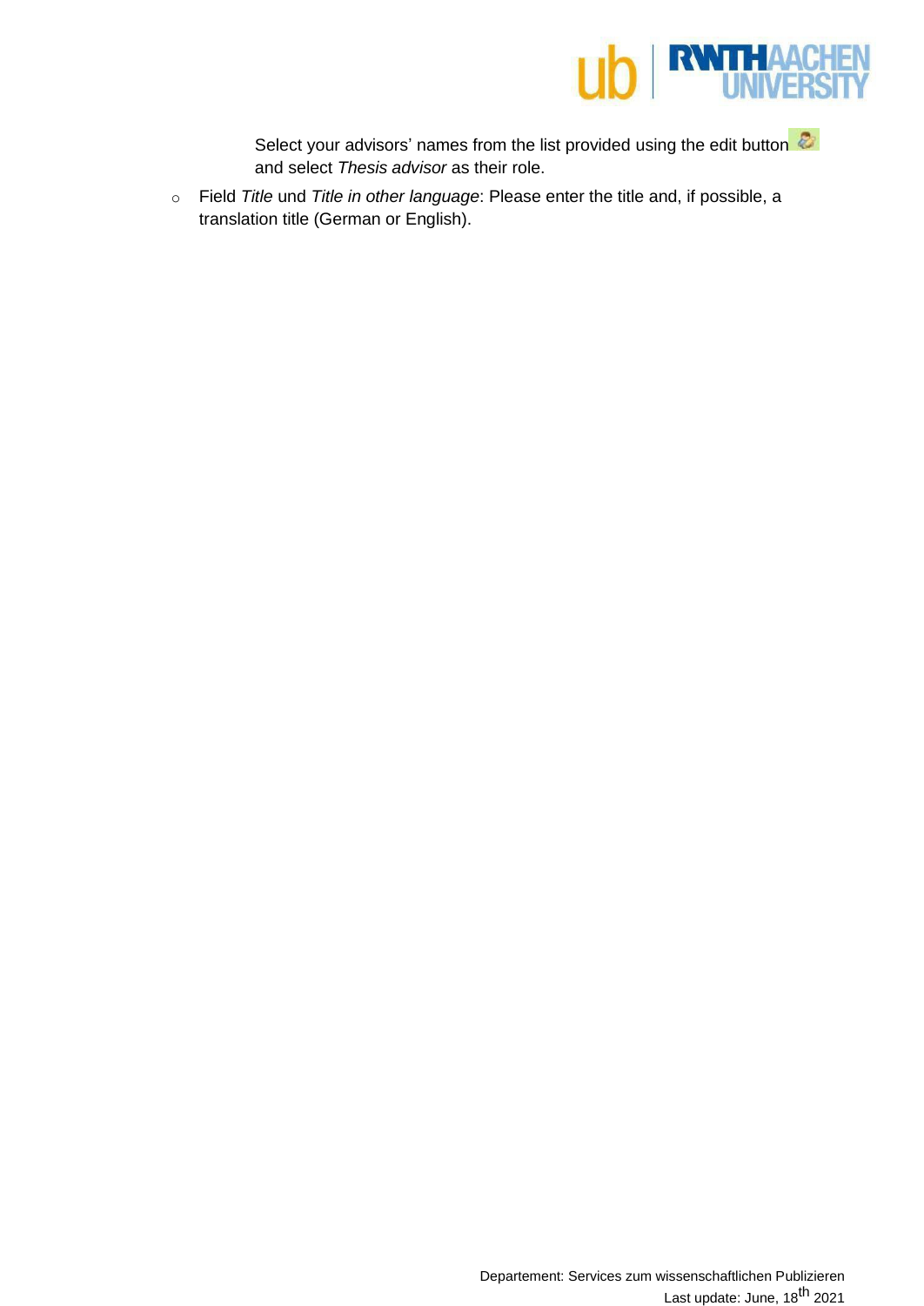Select your advisors' names from the list provided using the edit button and select *Thesis advisor* as their role.

- Field *Title* und *Title in other language*: Please enter the title and, if possible, a translation title (German or English).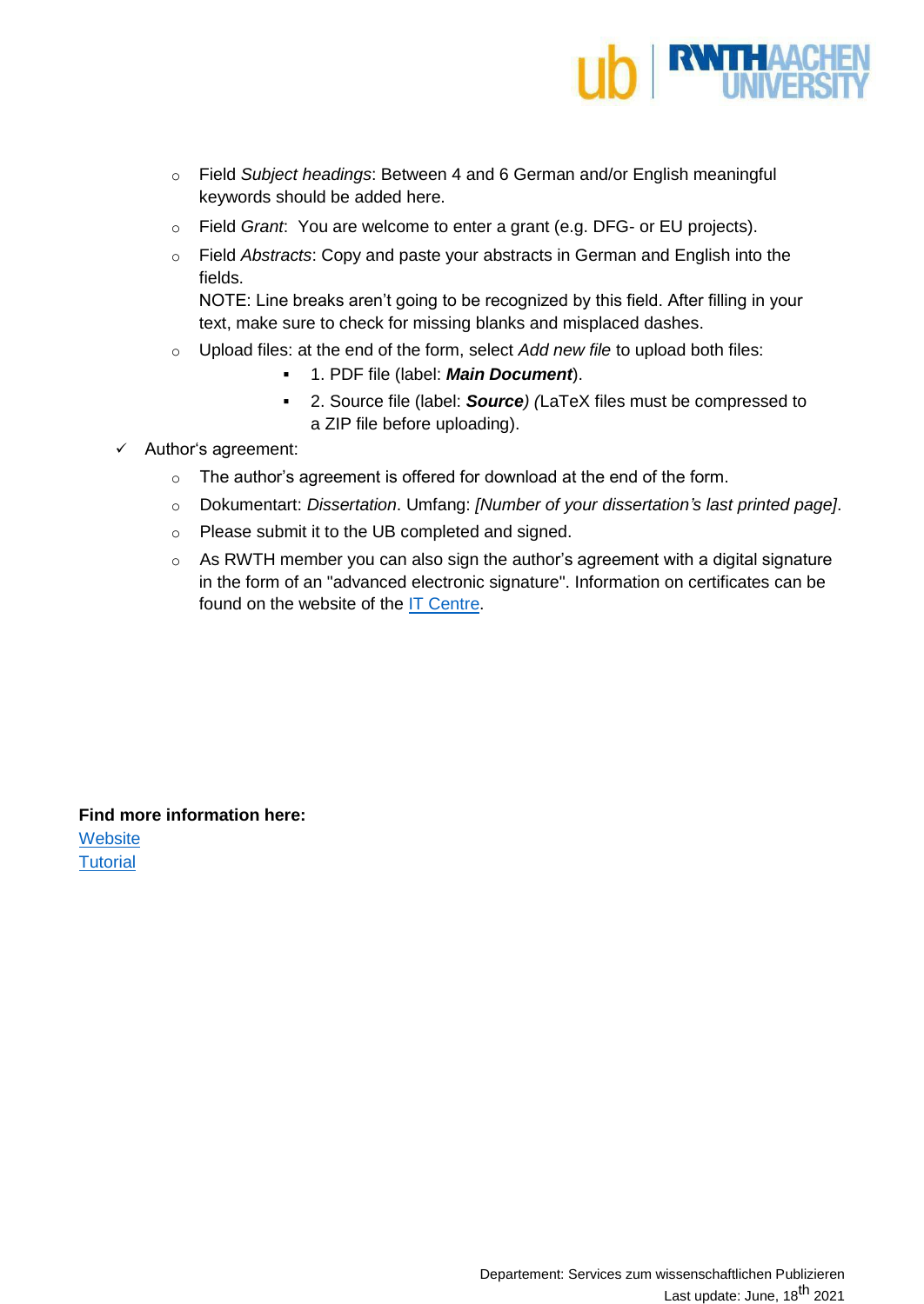- Field *Subject headings*: Between 4 and 6 German and/or English meaningful keywords should be added here.
- Field *Grant*: You are welcome to enter a grant (e.g. DFG- or EU projects).
- Field *Abstracts*: Copy and paste your abstracts in German and English into the fields.
  NOTE: Line breaks aren't going to be recognized by this field. After filling in your text, make sure to check for missing blanks and misplaced dashes.
- Upload files: at the end of the form, select *Add new file* to upload both files:
  - 1. PDF file (label: ***Main Document***).
  - 2. Source file (label: ***Source****) (*LaTeX files must be compressed to a ZIP file before uploading).

✓ Author's agreement:

- The author's agreement is offered for download at the end of the form.
- Dokumentart: *Dissertation*. Umfang: *[Number of your dissertation's last printed page]*.
- Please submit it to the UB completed and signed.
- As RWTH member you can also sign the author's agreement with a digital signature in the form of an "advanced electronic signature". Information on certificates can be found on the website of the IT Centre.

**Find more information here:**
Website
Tutorial

Departement: Services zum wissenschaftlichen Publizieren
Last update: June, 18th 2021